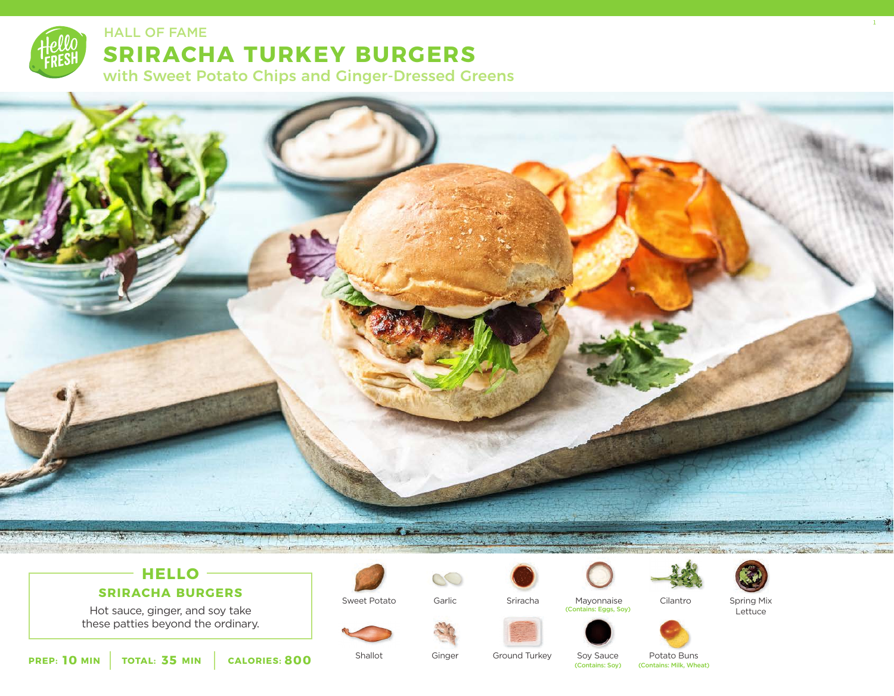HALL OF FAME

# SRIRACHA TURKEY BURGERS

with Sweet Potato Chips and Ginger-Dressed Greens

## HELLO

### SRIRACHA BURGERS

Hot sauce, ginger, and soy take these patties beyond the ordinary.

**PREP: 10 MIN** | **TOTAL: 35 MIN** | **CALORIES: 800**

- Sweet Potato
- Garlic
- Sriracha
- Mayonnaise (Contains: Eggs, Soy)
- Cilantro
- Spring Mix Lettuce
- Shallot
- Ginger
- Ground Turkey
- Soy Sauce (Contains: Soy)
- Potato Buns (Contains: Milk, Wheat)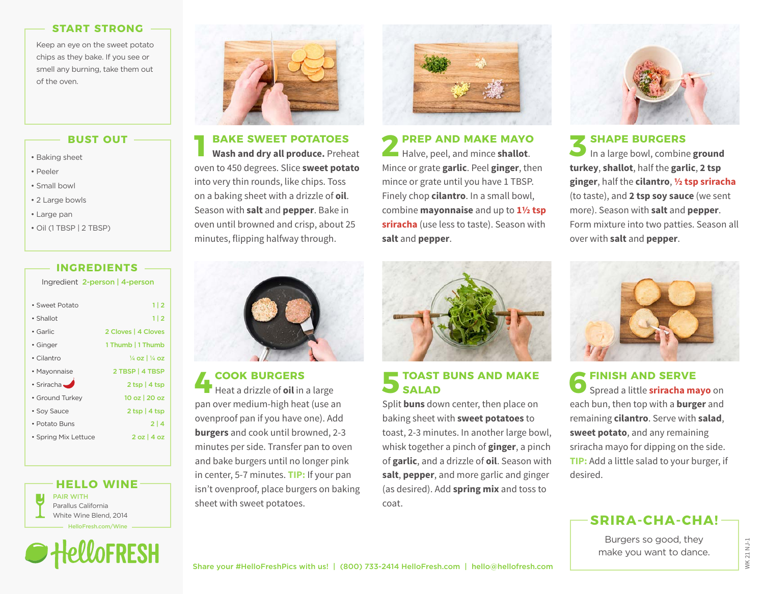## START STRONG

Keep an eye on the sweet potato chips as they bake. If you see or smell any burning, take them out of the oven.

## BUST OUT

- Baking sheet
- Peeler
- Small bowl
- 2 Large bowls
- Large pan
- Oil (1 TBSP | 2 TBSP)

## INGREDIENTS

| Ingredient | 2-person \| 4-person |
| --- | --- |
| Sweet Potato | 1 \| 2 |
| Shallot | 1 \| 2 |
| Garlic | 2 Cloves \| 4 Cloves |
| Ginger | 1 Thumb \| 1 Thumb |
| Cilantro | ¼ oz \| ¼ oz |
| Mayonnaise | 2 TBSP \| 4 TBSP |
| Sriracha | 2 tsp \| 4 tsp |
| Ground Turkey | 10 oz \| 20 oz |
| Soy Sauce | 2 tsp \| 4 tsp |
| Potato Buns | 2 \| 4 |
| Spring Mix Lettuce | 2 oz \| 4 oz |

## HELLO WINE

PAIR WITH
Parallus California White Wine Blend, 2014

HelloFresh.com/Wine

HelloFRESH

## 1 BAKE SWEET POTATOES

**Wash and dry all produce.** Preheat oven to 450 degrees. Slice **sweet potato** into very thin rounds, like chips. Toss on a baking sheet with a drizzle of **oil**. Season with **salt** and **pepper**. Bake in oven until browned and crisp, about 25 minutes, flipping halfway through.

## 2 PREP AND MAKE MAYO

Halve, peel, and mince **shallot**. Mince or grate **garlic**. Peel **ginger**, then mince or grate until you have 1 TBSP. Finely chop **cilantro**. In a small bowl, combine **mayonnaise** and up to **1½ tsp sriracha** (use less to taste). Season with **salt** and **pepper**.

## 3 SHAPE BURGERS

In a large bowl, combine **ground turkey**, **shallot**, half the **garlic**, **2 tsp ginger**, half the **cilantro**, **½ tsp sriracha** (to taste), and **2 tsp soy sauce** (we sent more). Season with **salt** and **pepper**. Form mixture into two patties. Season all over with **salt** and **pepper**.

## 4 COOK BURGERS

Heat a drizzle of **oil** in a large pan over medium-high heat (use an ovenproof pan if you have one). Add **burgers** and cook until browned, 2-3 minutes per side. Transfer pan to oven and bake burgers until no longer pink in center, 5-7 minutes. **TIP:** If your pan isn't ovenproof, place burgers on baking sheet with sweet potatoes.

## 5 TOAST BUNS AND MAKE SALAD

Split **buns** down center, then place on baking sheet with **sweet potatoes** to toast, 2-3 minutes. In another large bowl, whisk together a pinch of **ginger**, a pinch of **garlic**, and a drizzle of **oil**. Season with **salt**, **pepper**, and more garlic and ginger (as desired). Add **spring mix** and toss to coat.

## 6 FINISH AND SERVE

Spread a little **sriracha mayo** on each bun, then top with a **burger** and remaining **cilantro**. Serve with **salad**, **sweet potato**, and any remaining sriracha mayo for dipping on the side. **TIP:** Add a little salad to your burger, if desired.

## SRIRA-CHA-CHA!

Burgers so good, they make you want to dance.

Share your #HelloFreshPics with us! | (800) 733-2414 HelloFresh.com | hello@hellofresh.com

WK 21 NJ-1